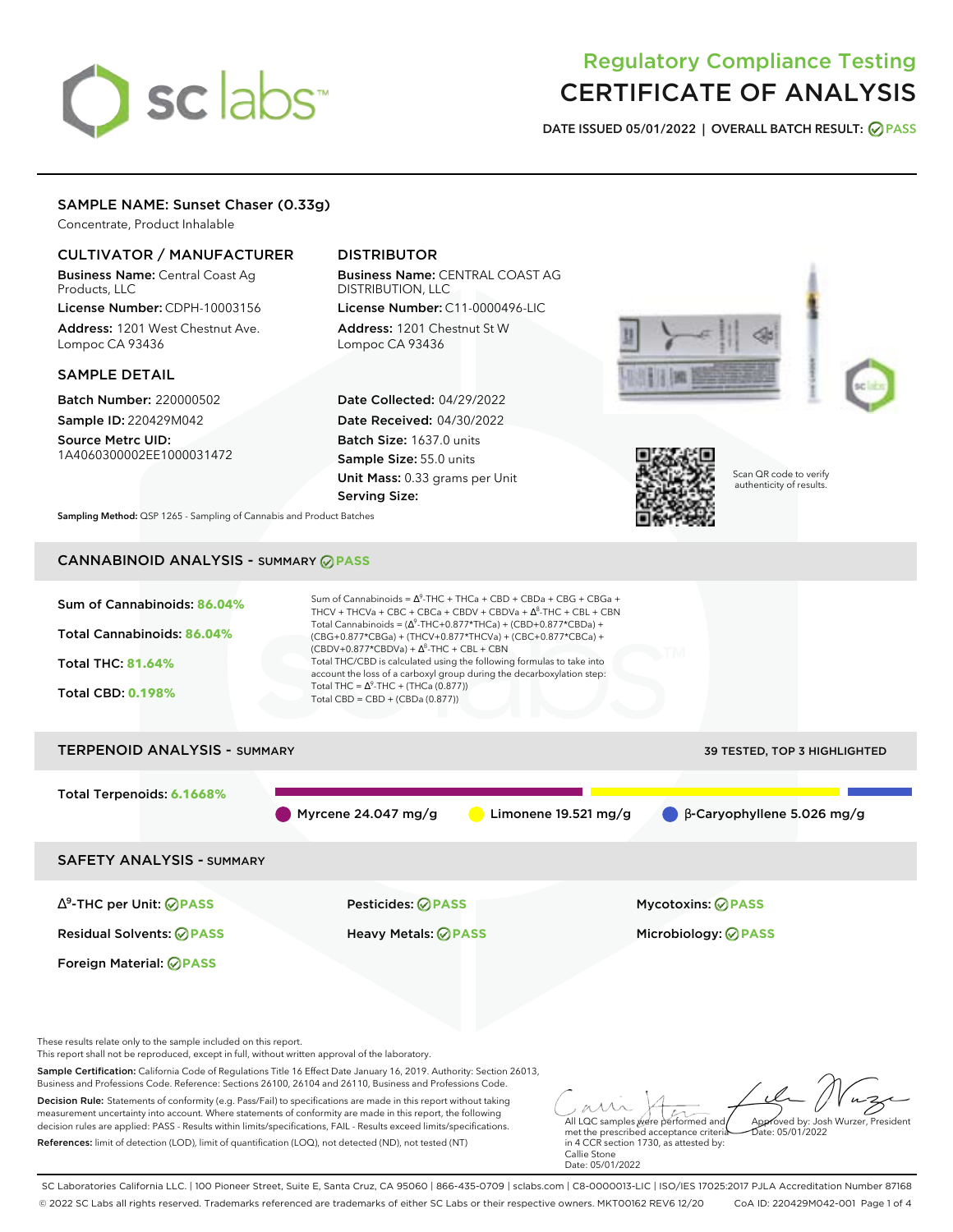# Regulatory Compliance Testing
# CERTIFICATE OF ANALYSIS

**DATE ISSUED 05/01/2022 | OVERALL BATCH RESULT: PASS**

## SAMPLE NAME: Sunset Chaser (0.33g)

Concentrate, Product Inhalable

### CULTIVATOR / MANUFACTURER

**Business Name:** Central Coast Ag Products, LLC

**License Number:** CDPH-10003156

**Address:** 1201 West Chestnut Ave. Lompoc CA 93436

### DISTRIBUTOR

**Business Name:** CENTRAL COAST AG DISTRIBUTION, LLC

**License Number:** C11-0000496-LIC

**Address:** 1201 Chestnut St W Lompoc CA 93436

### SAMPLE DETAIL

**Batch Number:** 220000502

**Sample ID:** 220429M042

**Source Metrc UID:** 1A4060300002EE1000031472

**Date Collected:** 04/29/2022

**Date Received:** 04/30/2022

**Batch Size:** 1637.0 units

**Sample Size:** 55.0 units

**Unit Mass:** 0.33 grams per Unit

**Serving Size:**

Scan QR code to verify authenticity of results.

**Sampling Method:** QSP 1265 - Sampling of Cannabis and Product Batches

## CANNABINOID ANALYSIS - SUMMARY PASS

**Sum of Cannabinoids: 86.04%**

**Total Cannabinoids: 86.04%**

**Total THC: 81.64%**

**Total CBD: 0.198%**

Sum of Cannabinoids = $\Delta^9$-THC + THCa + CBD + CBDa + CBG + CBGa + THCV + THCVa + CBC + CBCa + CBDV + CBDVa + $\Delta^8$-THC + CBL + CBN

Total Cannabinoids = ($\Delta^9$-THC+0.877*THCa) + (CBD+0.877*CBDa) + (CBG+0.877*CBGa) + (THCV+0.877*THCVa) + (CBC+0.877*CBCa) + (CBDV+0.877*CBDVa) + $\Delta^8$-THC + CBL + CBN

Total THC/CBD is calculated using the following formulas to take into account the loss of a carboxyl group during the decarboxylation step:

Total THC = $\Delta^9$-THC + (THCa (0.877))

Total CBD = CBD + (CBDa (0.877))

## TERPENOID ANALYSIS - SUMMARY

39 TESTED, TOP 3 HIGHLIGHTED

**Total Terpenoids: 6.1668%**

Myrcene 24.047 mg/g | Limonene 19.521 mg/g | β-Caryophyllene 5.026 mg/g

## SAFETY ANALYSIS - SUMMARY

| | | |
|---|---|---|
| $\Delta^9$-THC per Unit: PASS | Pesticides: PASS | Mycotoxins: PASS |
| Residual Solvents: PASS | Heavy Metals: PASS | Microbiology: PASS |
| Foreign Material: PASS | | |

These results relate only to the sample included on this report.
This report shall not be reproduced, except in full, without written approval of the laboratory.

**Sample Certification:** California Code of Regulations Title 16 Effect Date January 16, 2019. Authority: Section 26013, Business and Professions Code. Reference: Sections 26100, 26104 and 26110, Business and Professions Code.

**Decision Rule:** Statements of conformity (e.g. Pass/Fail) to specifications are made in this report without taking measurement uncertainty into account. Where statements of conformity are made in this report, the following decision rules are applied: PASS - Results within limits/specifications, FAIL - Results exceed limits/specifications.

**References:** limit of detection (LOD), limit of quantification (LOQ), not detected (ND), not tested (NT)

All LQC samples were performed and met the prescribed acceptance criteria in 4 CCR section 1730, as attested by: Callie Stone Date: 05/01/2022

Approved by: Josh Wurzer, President Date: 05/01/2022

SC Laboratories California LLC. | 100 Pioneer Street, Suite E, Santa Cruz, CA 95060 | 866-435-0709 | sclabs.com | C8-0000013-LIC | ISO/IES 17025:2017 PJLA Accreditation Number 87168
© 2022 SC Labs all rights reserved. Trademarks referenced are trademarks of either SC Labs or their respective owners. MKT00162 REV6 12/20 CoA ID: 220429M042-001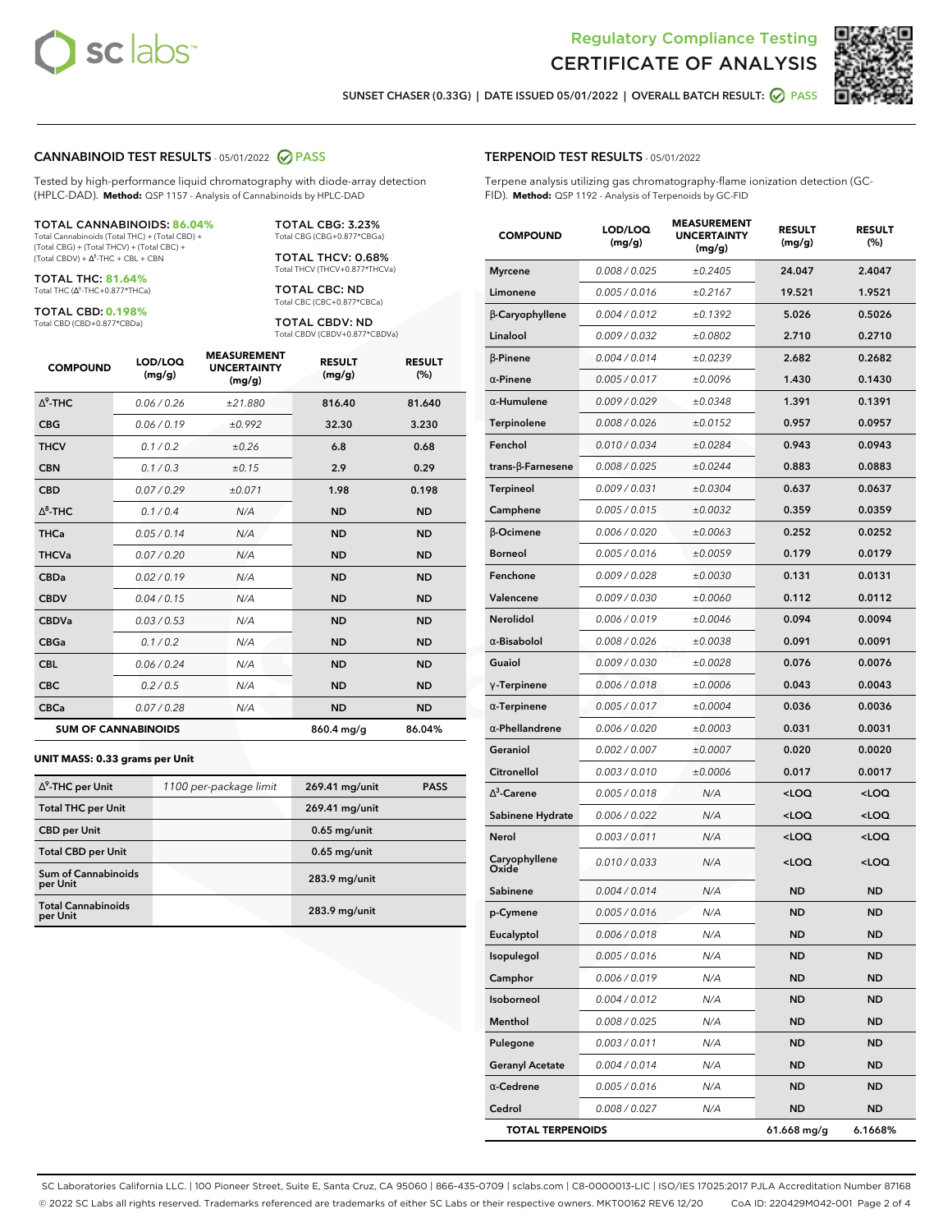# Regulatory Compliance Testing
# CERTIFICATE OF ANALYSIS

SUNSET CHASER (0.33G) | DATE ISSUED 05/01/2022 | OVERALL BATCH RESULT: PASS

## CANNABINOID TEST RESULTS - 05/01/2022 PASS

Tested by high-performance liquid chromatography with diode-array detection (HPLC-DAD). **Method:** QSP 1157 - Analysis of Cannabinoids by HPLC-DAD

**TOTAL CANNABINOIDS: 86.04%**
Total Cannabinoids (Total THC) + (Total CBD) + (Total CBG) + (Total THCV) + (Total CBC) + (Total CBDV) + $\Delta^8$-THC + CBL + CBN

**TOTAL THC: 81.64%**
Total THC ($\Delta^9$-THC+0.877*THCa)

**TOTAL CBD: 0.198%**
Total CBD (CBD+0.877*CBDa)

**TOTAL CBG: 3.23%**
Total CBG (CBG+0.877*CBGa)

**TOTAL THCV: 0.68%**
Total THCV (THCV+0.877*THCVa)

**TOTAL CBC: ND**
Total CBC (CBC+0.877*CBCa)

**TOTAL CBDV: ND**
Total CBDV (CBDV+0.877*CBDVa)

| COMPOUND | LOD/LOQ (mg/g) | MEASUREMENT UNCERTAINTY (mg/g) | RESULT (mg/g) | RESULT (%) |
|---|---|---|---|---|
| $\Delta^9$-THC | 0.06 / 0.26 | ±21.880 | 816.40 | 81.640 |
| CBG | 0.06 / 0.19 | ±0.992 | 32.30 | 3.230 |
| THCV | 0.1 / 0.2 | ±0.26 | 6.8 | 0.68 |
| CBN | 0.1 / 0.3 | ±0.15 | 2.9 | 0.29 |
| CBD | 0.07 / 0.29 | ±0.071 | 1.98 | 0.198 |
| $\Delta^8$-THC | 0.1 / 0.4 | N/A | ND | ND |
| THCa | 0.05 / 0.14 | N/A | ND | ND |
| THCVa | 0.07 / 0.20 | N/A | ND | ND |
| CBDa | 0.02 / 0.19 | N/A | ND | ND |
| CBDV | 0.04 / 0.15 | N/A | ND | ND |
| CBDVa | 0.03 / 0.53 | N/A | ND | ND |
| CBGa | 0.1 / 0.2 | N/A | ND | ND |
| CBL | 0.06 / 0.24 | N/A | ND | ND |
| CBC | 0.2 / 0.5 | N/A | ND | ND |
| CBCa | 0.07 / 0.28 | N/A | ND | ND |
| **SUM OF CANNABINOIDS** | | | 860.4 mg/g | 86.04% |

**UNIT MASS: 0.33 grams per Unit**

| | | | |
|---|---|---|---|
| $\Delta^9$-THC per Unit | 1100 per-package limit | 269.41 mg/unit | PASS |
| Total THC per Unit | | 269.41 mg/unit | |
| CBD per Unit | | 0.65 mg/unit | |
| Total CBD per Unit | | 0.65 mg/unit | |
| Sum of Cannabinoids per Unit | | 283.9 mg/unit | |
| Total Cannabinoids per Unit | | 283.9 mg/unit | |

## TERPENOID TEST RESULTS - 05/01/2022

Terpene analysis utilizing gas chromatography-flame ionization detection (GC-FID). **Method:** QSP 1192 - Analysis of Terpenoids by GC-FID

| COMPOUND | LOD/LOQ (mg/g) | MEASUREMENT UNCERTAINTY (mg/g) | RESULT (mg/g) | RESULT (%) |
|---|---|---|---|---|
| Myrcene | 0.008 / 0.025 | ±0.2405 | 24.047 | 2.4047 |
| Limonene | 0.005 / 0.016 | ±0.2167 | 19.521 | 1.9521 |
| β-Caryophyllene | 0.004 / 0.012 | ±0.1392 | 5.026 | 0.5026 |
| Linalool | 0.009 / 0.032 | ±0.0802 | 2.710 | 0.2710 |
| β-Pinene | 0.004 / 0.014 | ±0.0239 | 2.682 | 0.2682 |
| α-Pinene | 0.005 / 0.017 | ±0.0096 | 1.430 | 0.1430 |
| α-Humulene | 0.009 / 0.029 | ±0.0348 | 1.391 | 0.1391 |
| Terpinolene | 0.008 / 0.026 | ±0.0152 | 0.957 | 0.0957 |
| Fenchol | 0.010 / 0.034 | ±0.0284 | 0.943 | 0.0943 |
| trans-β-Farnesene | 0.008 / 0.025 | ±0.0244 | 0.883 | 0.0883 |
| Terpineol | 0.009 / 0.031 | ±0.0304 | 0.637 | 0.0637 |
| Camphene | 0.005 / 0.015 | ±0.0032 | 0.359 | 0.0359 |
| β-Ocimene | 0.006 / 0.020 | ±0.0063 | 0.252 | 0.0252 |
| Borneol | 0.005 / 0.016 | ±0.0059 | 0.179 | 0.0179 |
| Fenchone | 0.009 / 0.028 | ±0.0030 | 0.131 | 0.0131 |
| Valencene | 0.009 / 0.030 | ±0.0060 | 0.112 | 0.0112 |
| Nerolidol | 0.006 / 0.019 | ±0.0046 | 0.094 | 0.0094 |
| α-Bisabolol | 0.008 / 0.026 | ±0.0038 | 0.091 | 0.0091 |
| Guaiol | 0.009 / 0.030 | ±0.0028 | 0.076 | 0.0076 |
| γ-Terpinene | 0.006 / 0.018 | ±0.0006 | 0.043 | 0.0043 |
| α-Terpinene | 0.005 / 0.017 | ±0.0004 | 0.036 | 0.0036 |
| α-Phellandrene | 0.006 / 0.020 | ±0.0003 | 0.031 | 0.0031 |
| Geraniol | 0.002 / 0.007 | ±0.0007 | 0.020 | 0.0020 |
| Citronellol | 0.003 / 0.010 | ±0.0006 | 0.017 | 0.0017 |
| $\Delta^3$-Carene | 0.005 / 0.018 | N/A | <LOQ | <LOQ |
| Sabinene Hydrate | 0.006 / 0.022 | N/A | <LOQ | <LOQ |
| Nerol | 0.003 / 0.011 | N/A | <LOQ | <LOQ |
| Caryophyllene Oxide | 0.010 / 0.033 | N/A | <LOQ | <LOQ |
| Sabinene | 0.004 / 0.014 | N/A | ND | ND |
| p-Cymene | 0.005 / 0.016 | N/A | ND | ND |
| Eucalyptol | 0.006 / 0.018 | N/A | ND | ND |
| Isopulegol | 0.005 / 0.016 | N/A | ND | ND |
| Camphor | 0.006 / 0.019 | N/A | ND | ND |
| Isoborneol | 0.004 / 0.012 | N/A | ND | ND |
| Menthol | 0.008 / 0.025 | N/A | ND | ND |
| Pulegone | 0.003 / 0.011 | N/A | ND | ND |
| Geranyl Acetate | 0.004 / 0.014 | N/A | ND | ND |
| α-Cedrene | 0.005 / 0.016 | N/A | ND | ND |
| Cedrol | 0.008 / 0.027 | N/A | ND | ND |
| **TOTAL TERPENOIDS** | | | 61.668 mg/g | 6.1668% |

SC Laboratories California LLC. | 100 Pioneer Street, Suite E, Santa Cruz, CA 95060 | 866-435-0709 | sclabs.com | C8-0000013-LIC | ISO/IES 17025:2017 PJLA Accreditation Number 87168
© 2022 SC Labs all rights reserved. Trademarks referenced are trademarks of either SC Labs or their respective owners. MKT00162 REV6 12/20 CoA ID: 220429M042-001